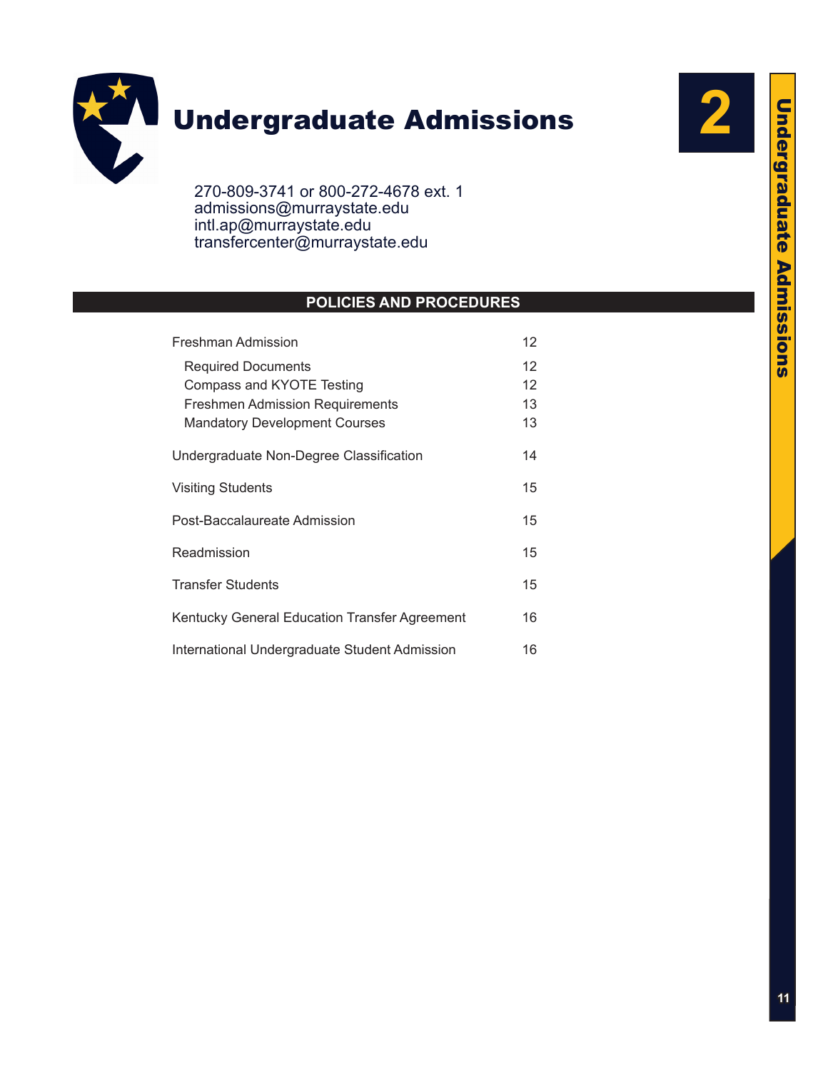# Undergraduate Admissions

270-809-3741 or 800-272-4678 ext. 1
admissions@murraystate.edu
intl.ap@murraystate.edu
transfercenter@murraystate.edu

## POLICIES AND PROCEDURES

| | |
|---|---|
| Freshman Admission | 12 |
| Required Documents | 12 |
| Compass and KYOTE Testing | 12 |
| Freshmen Admission Requirements | 13 |
| Mandatory Development Courses | 13 |
| Undergraduate Non-Degree Classification | 14 |
| Visiting Students | 15 |
| Post-Baccalaureate Admission | 15 |
| Readmission | 15 |
| Transfer Students | 15 |
| Kentucky General Education Transfer Agreement | 16 |
| International Undergraduate Student Admission | 16 |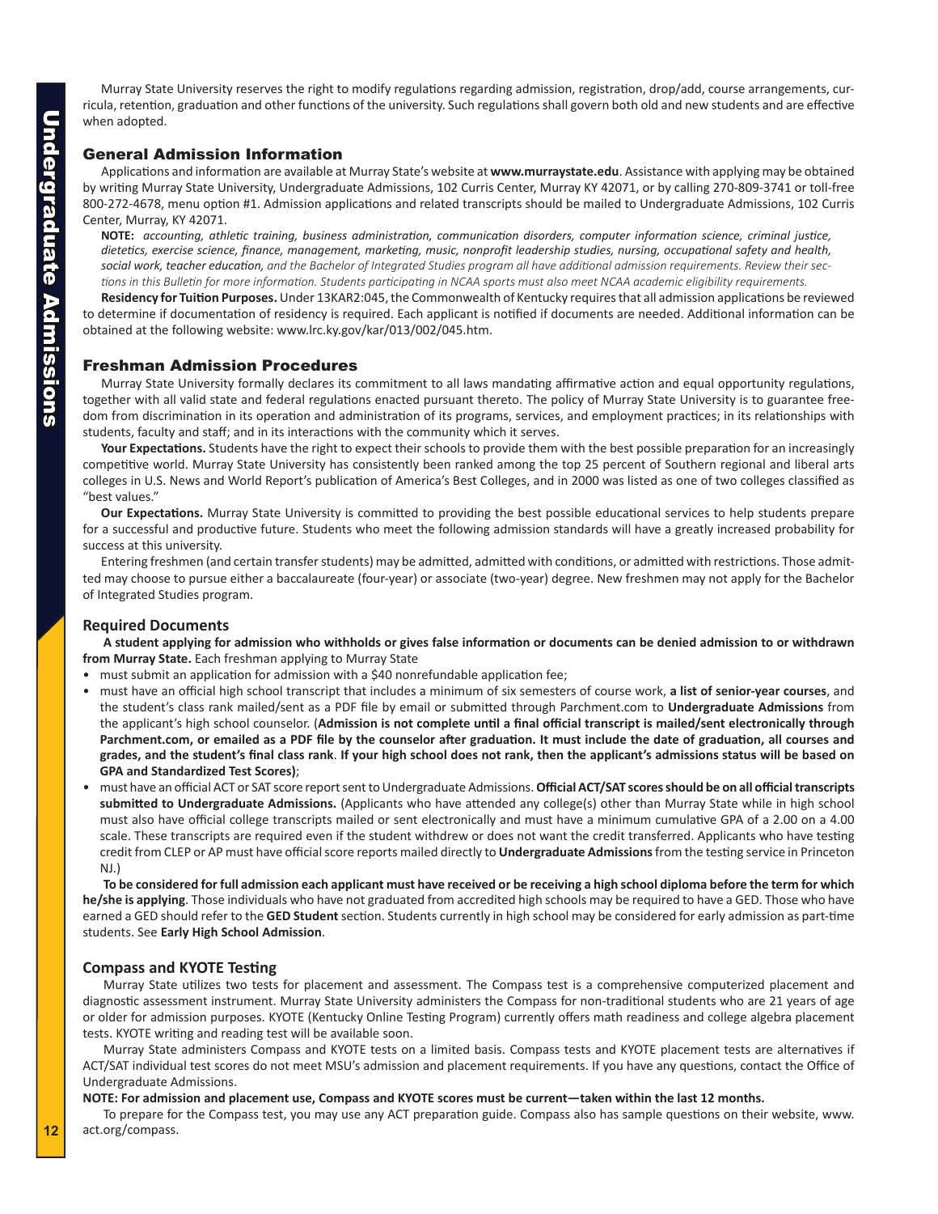Murray State University reserves the right to modify regulations regarding admission, registration, drop/add, course arrangements, curricula, retention, graduation and other functions of the university. Such regulations shall govern both old and new students and are effective when adopted.

## General Admission Information

Applications and information are available at Murray State's website at **www.murraystate.edu**. Assistance with applying may be obtained by writing Murray State University, Undergraduate Admissions, 102 Curris Center, Murray KY 42071, or by calling 270-809-3741 or toll-free 800-272-4678, menu option #1. Admission applications and related transcripts should be mailed to Undergraduate Admissions, 102 Curris Center, Murray, KY 42071.

**NOTE:** *accounting, athletic training, business administration, communication disorders, computer information science, criminal justice, dietetics, exercise science, finance, management, marketing, music, nonprofit leadership studies, nursing, occupational safety and health, social work, teacher education, and the Bachelor of Integrated Studies program all have additional admission requirements. Review their sections in this Bulletin for more information. Students participating in NCAA sports must also meet NCAA academic eligibility requirements.*

**Residency for Tuition Purposes.** Under 13KAR2:045, the Commonwealth of Kentucky requires that all admission applications be reviewed to determine if documentation of residency is required. Each applicant is notified if documents are needed. Additional information can be obtained at the following website: www.lrc.ky.gov/kar/013/002/045.htm.

## Freshman Admission Procedures

Murray State University formally declares its commitment to all laws mandating affirmative action and equal opportunity regulations, together with all valid state and federal regulations enacted pursuant thereto. The policy of Murray State University is to guarantee freedom from discrimination in its operation and administration of its programs, services, and employment practices; in its relationships with students, faculty and staff; and in its interactions with the community which it serves.

**Your Expectations.** Students have the right to expect their schools to provide them with the best possible preparation for an increasingly competitive world. Murray State University has consistently been ranked among the top 25 percent of Southern regional and liberal arts colleges in U.S. News and World Report's publication of America's Best Colleges, and in 2000 was listed as one of two colleges classified as "best values."

**Our Expectations.** Murray State University is committed to providing the best possible educational services to help students prepare for a successful and productive future. Students who meet the following admission standards will have a greatly increased probability for success at this university.

Entering freshmen (and certain transfer students) may be admitted, admitted with conditions, or admitted with restrictions. Those admitted may choose to pursue either a baccalaureate (four-year) or associate (two-year) degree. New freshmen may not apply for the Bachelor of Integrated Studies program.

### Required Documents

**A student applying for admission who withholds or gives false information or documents can be denied admission to or withdrawn from Murray State.** Each freshman applying to Murray State

- must submit an application for admission with a $40 nonrefundable application fee;
- must have an official high school transcript that includes a minimum of six semesters of course work, **a list of senior-year courses**, and the student's class rank mailed/sent as a PDF file by email or submitted through Parchment.com to **Undergraduate Admissions** from the applicant's high school counselor. (**Admission is not complete until a final official transcript is mailed/sent electronically through Parchment.com, or emailed as a PDF file by the counselor after graduation. It must include the date of graduation, all courses and grades, and the student's final class rank**. **If your high school does not rank, then the applicant's admissions status will be based on GPA and Standardized Test Scores)**;
- must have an official ACT or SAT score report sent to Undergraduate Admissions. **Official ACT/SAT scores should be on all official transcripts submitted to Undergraduate Admissions.** (Applicants who have attended any college(s) other than Murray State while in high school must also have official college transcripts mailed or sent electronically and must have a minimum cumulative GPA of a 2.00 on a 4.00 scale. These transcripts are required even if the student withdrew or does not want the credit transferred. Applicants who have testing credit from CLEP or AP must have official score reports mailed directly to **Undergraduate Admissions** from the testing service in Princeton NJ.)

**To be considered for full admission each applicant must have received or be receiving a high school diploma before the term for which he/she is applying**. Those individuals who have not graduated from accredited high schools may be required to have a GED. Those who have earned a GED should refer to the **GED Student** section. Students currently in high school may be considered for early admission as part-time students. See **Early High School Admission**.

### Compass and KYOTE Testing

Murray State utilizes two tests for placement and assessment. The Compass test is a comprehensive computerized placement and diagnostic assessment instrument. Murray State University administers the Compass for non-traditional students who are 21 years of age or older for admission purposes. KYOTE (Kentucky Online Testing Program) currently offers math readiness and college algebra placement tests. KYOTE writing and reading test will be available soon.

Murray State administers Compass and KYOTE tests on a limited basis. Compass tests and KYOTE placement tests are alternatives if ACT/SAT individual test scores do not meet MSU's admission and placement requirements. If you have any questions, contact the Office of Undergraduate Admissions.

**NOTE: For admission and placement use, Compass and KYOTE scores must be current—taken within the last 12 months.**

To prepare for the Compass test, you may use any ACT preparation guide. Compass also has sample questions on their website, www.act.org/compass.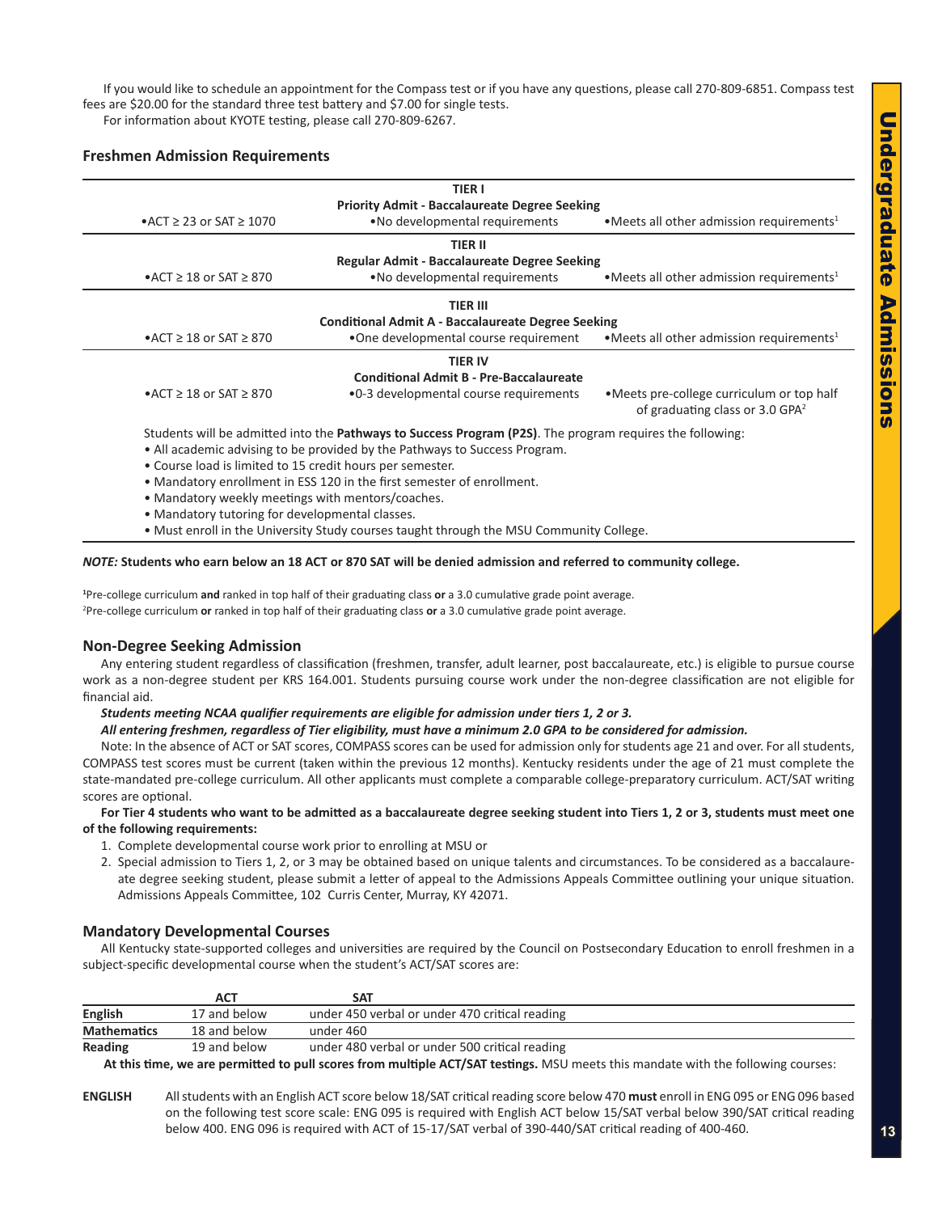If you would like to schedule an appointment for the Compass test or if you have any questions, please call 270-809-6851. Compass test fees are $20.00 for the standard three test battery and $7.00 for single tests.

For information about KYOTE testing, please call 270-809-6267.

### Freshmen Admission Requirements

| | | |
|---|---|---|
| | **TIER I**<br>**Priority Admit - Baccalaureate Degree Seeking** | |
| • ACT ≥ 23 or SAT ≥ 1070 | • No developmental requirements | • Meets all other admission requirements[1] |
| | **TIER II**<br>**Regular Admit - Baccalaureate Degree Seeking** | |
| • ACT ≥ 18 or SAT ≥ 870 | • No developmental requirements | • Meets all other admission requirements[1] |
| | **TIER III**<br>**Conditional Admit A - Baccalaureate Degree Seeking** | |
| • ACT ≥ 18 or SAT ≥ 870 | • One developmental course requirement | • Meets all other admission requirements[1] |
| | **TIER IV**<br>**Conditional Admit B - Pre-Baccalaureate** | |
| • ACT ≥ 18 or SAT ≥ 870 | • 0-3 developmental course requirements | • Meets pre-college curriculum or top half of graduating class or 3.0 GPA[2] |

Students will be admitted into the **Pathways to Success Program (P2S)**. The program requires the following:

- All academic advising to be provided by the Pathways to Success Program.
- Course load is limited to 15 credit hours per semester.
- Mandatory enrollment in ESS 120 in the first semester of enrollment.
- Mandatory weekly meetings with mentors/coaches.
- Mandatory tutoring for developmental classes.
- Must enroll in the University Study courses taught through the MSU Community College.

***NOTE:*** **Students who earn below an 18 ACT or 870 SAT will be denied admission and referred to community college.**

[1] Pre-college curriculum **and** ranked in top half of their graduating class **or** a 3.0 cumulative grade point average.

[2] Pre-college curriculum **or** ranked in top half of their graduating class **or** a 3.0 cumulative grade point average.

### Non-Degree Seeking Admission

Any entering student regardless of classification (freshmen, transfer, adult learner, post baccalaureate, etc.) is eligible to pursue course work as a non-degree student per KRS 164.001. Students pursuing course work under the non-degree classification are not eligible for financial aid.

***Students meeting NCAA qualifier requirements are eligible for admission under tiers 1, 2 or 3.***

***All entering freshmen, regardless of Tier eligibility, must have a minimum 2.0 GPA to be considered for admission.***

Note: In the absence of ACT or SAT scores, COMPASS scores can be used for admission only for students age 21 and over. For all students, COMPASS test scores must be current (taken within the previous 12 months). Kentucky residents under the age of 21 must complete the state-mandated pre-college curriculum. All other applicants must complete a comparable college-preparatory curriculum. ACT/SAT writing scores are optional.

**For Tier 4 students who want to be admitted as a baccalaureate degree seeking student into Tiers 1, 2 or 3, students must meet one of the following requirements:**

1. Complete developmental course work prior to enrolling at MSU or
2. Special admission to Tiers 1, 2, or 3 may be obtained based on unique talents and circumstances. To be considered as a baccalaureate degree seeking student, please submit a letter of appeal to the Admissions Appeals Committee outlining your unique situation. Admissions Appeals Committee, 102 Curris Center, Murray, KY 42071.

### Mandatory Developmental Courses

All Kentucky state-supported colleges and universities are required by the Council on Postsecondary Education to enroll freshmen in a subject-specific developmental course when the student's ACT/SAT scores are:

| | ACT | SAT |
|---|---|---|
| **English** | 17 and below | under 450 verbal or under 470 critical reading |
| **Mathematics** | 18 and below | under 460 |
| **Reading** | 19 and below | under 480 verbal or under 500 critical reading |

**At this time, we are permitted to pull scores from multiple ACT/SAT testings.** MSU meets this mandate with the following courses:

**ENGLISH** All students with an English ACT score below 18/SAT critical reading score below 470 **must** enroll in ENG 095 or ENG 096 based on the following test score scale: ENG 095 is required with English ACT below 15/SAT verbal below 390/SAT critical reading below 400. ENG 096 is required with ACT of 15-17/SAT verbal of 390-440/SAT critical reading of 400-460.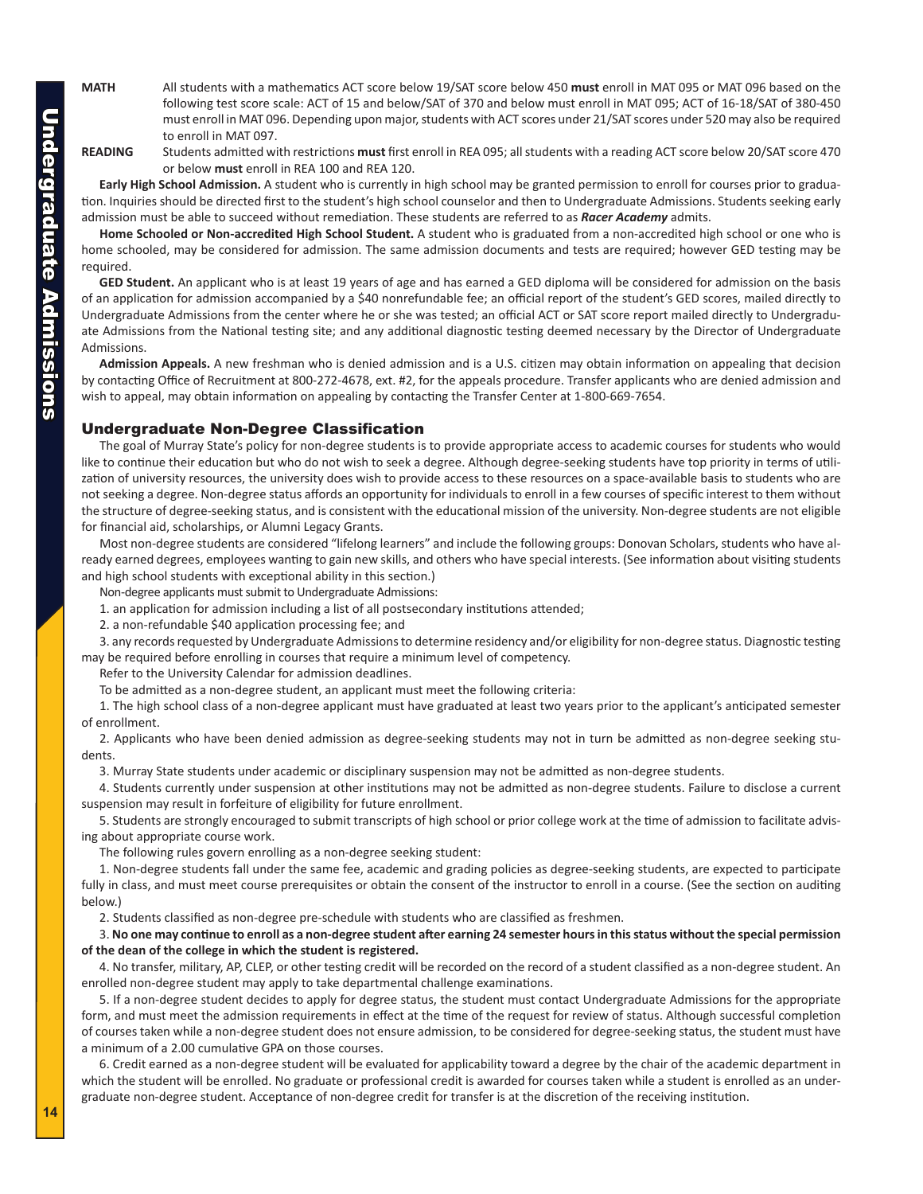**MATH** All students with a mathematics ACT score below 19/SAT score below 450 **must** enroll in MAT 095 or MAT 096 based on the following test score scale: ACT of 15 and below/SAT of 370 and below must enroll in MAT 095; ACT of 16-18/SAT of 380-450 must enroll in MAT 096. Depending upon major, students with ACT scores under 21/SAT scores under 520 may also be required to enroll in MAT 097.

**READING** Students admitted with restrictions **must** first enroll in REA 095; all students with a reading ACT score below 20/SAT score 470 or below **must** enroll in REA 100 and REA 120.

**Early High School Admission.** A student who is currently in high school may be granted permission to enroll for courses prior to graduation. Inquiries should be directed first to the student's high school counselor and then to Undergraduate Admissions. Students seeking early admission must be able to succeed without remediation. These students are referred to as ***Racer Academy*** admits.

**Home Schooled or Non-accredited High School Student.** A student who is graduated from a non-accredited high school or one who is home schooled, may be considered for admission. The same admission documents and tests are required; however GED testing may be required.

**GED Student.** An applicant who is at least 19 years of age and has earned a GED diploma will be considered for admission on the basis of an application for admission accompanied by a $40 nonrefundable fee; an official report of the student's GED scores, mailed directly to Undergraduate Admissions from the center where he or she was tested; an official ACT or SAT score report mailed directly to Undergraduate Admissions from the National testing site; and any additional diagnostic testing deemed necessary by the Director of Undergraduate Admissions.

**Admission Appeals.** A new freshman who is denied admission and is a U.S. citizen may obtain information on appealing that decision by contacting Office of Recruitment at 800-272-4678, ext. #2, for the appeals procedure. Transfer applicants who are denied admission and wish to appeal, may obtain information on appealing by contacting the Transfer Center at 1-800-669-7654.

## Undergraduate Non-Degree Classification

The goal of Murray State's policy for non-degree students is to provide appropriate access to academic courses for students who would like to continue their education but who do not wish to seek a degree. Although degree-seeking students have top priority in terms of utilization of university resources, the university does wish to provide access to these resources on a space-available basis to students who are not seeking a degree. Non-degree status affords an opportunity for individuals to enroll in a few courses of specific interest to them without the structure of degree-seeking status, and is consistent with the educational mission of the university. Non-degree students are not eligible for financial aid, scholarships, or Alumni Legacy Grants.

Most non-degree students are considered "lifelong learners" and include the following groups: Donovan Scholars, students who have already earned degrees, employees wanting to gain new skills, and others who have special interests. (See information about visiting students and high school students with exceptional ability in this section.)

Non-degree applicants must submit to Undergraduate Admissions:

1. an application for admission including a list of all postsecondary institutions attended;
2. a non-refundable $40 application processing fee; and
3. any records requested by Undergraduate Admissions to determine residency and/or eligibility for non-degree status. Diagnostic testing may be required before enrolling in courses that require a minimum level of competency.

Refer to the University Calendar for admission deadlines.

To be admitted as a non-degree student, an applicant must meet the following criteria:

1. The high school class of a non-degree applicant must have graduated at least two years prior to the applicant's anticipated semester of enrollment.
2. Applicants who have been denied admission as degree-seeking students may not in turn be admitted as non-degree seeking students.
3. Murray State students under academic or disciplinary suspension may not be admitted as non-degree students.
4. Students currently under suspension at other institutions may not be admitted as non-degree students. Failure to disclose a current suspension may result in forfeiture of eligibility for future enrollment.
5. Students are strongly encouraged to submit transcripts of high school or prior college work at the time of admission to facilitate advising about appropriate course work.

The following rules govern enrolling as a non-degree seeking student:

1. Non-degree students fall under the same fee, academic and grading policies as degree-seeking students, are expected to participate fully in class, and must meet course prerequisites or obtain the consent of the instructor to enroll in a course. (See the section on auditing below.)
2. Students classified as non-degree pre-schedule with students who are classified as freshmen.
3. **No one may continue to enroll as a non-degree student after earning 24 semester hours in this status without the special permission of the dean of the college in which the student is registered.**
4. No transfer, military, AP, CLEP, or other testing credit will be recorded on the record of a student classified as a non-degree student. An enrolled non-degree student may apply to take departmental challenge examinations.
5. If a non-degree student decides to apply for degree status, the student must contact Undergraduate Admissions for the appropriate form, and must meet the admission requirements in effect at the time of the request for review of status. Although successful completion of courses taken while a non-degree student does not ensure admission, to be considered for degree-seeking status, the student must have a minimum of a 2.00 cumulative GPA on those courses.
6. Credit earned as a non-degree student will be evaluated for applicability toward a degree by the chair of the academic department in which the student will be enrolled. No graduate or professional credit is awarded for courses taken while a student is enrolled as an undergraduate non-degree student. Acceptance of non-degree credit for transfer is at the discretion of the receiving institution.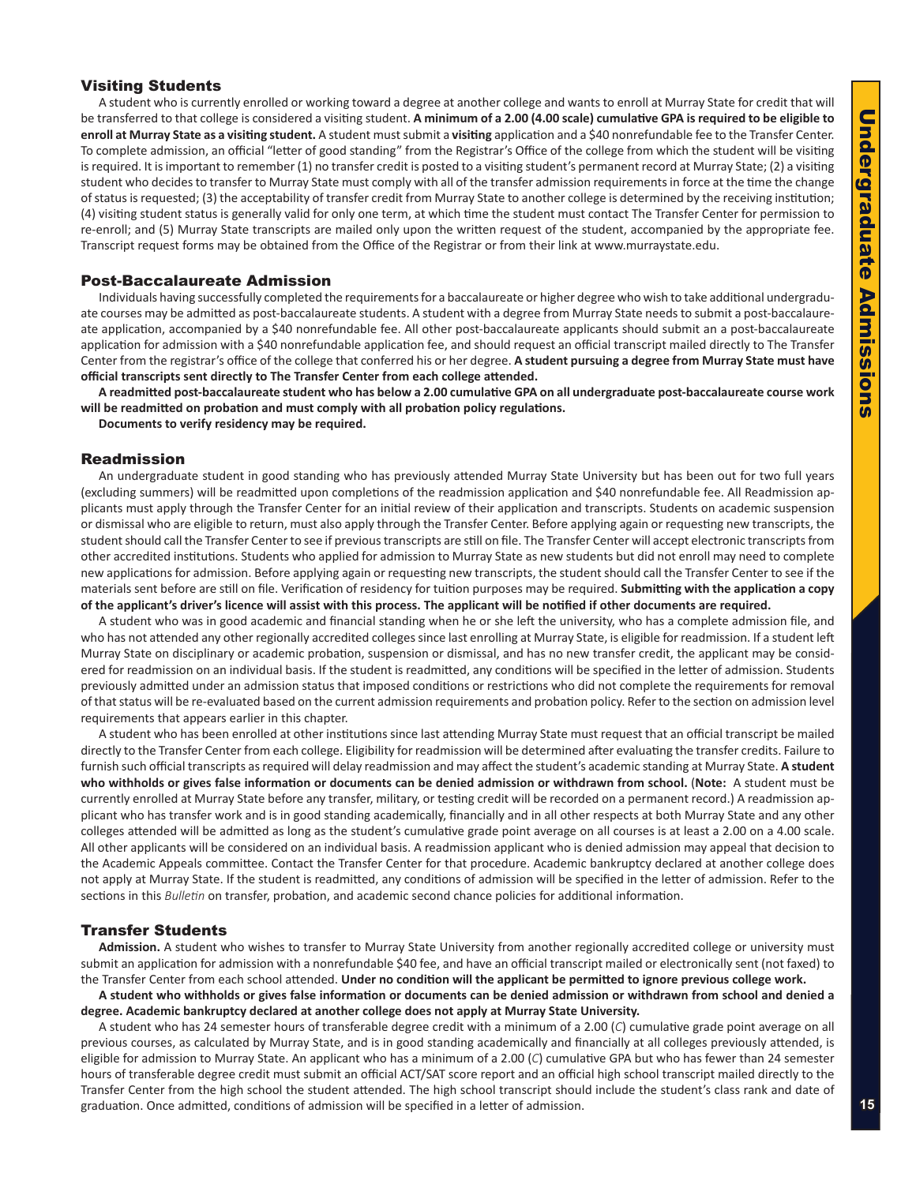## Visiting Students

A student who is currently enrolled or working toward a degree at another college and wants to enroll at Murray State for credit that will be transferred to that college is considered a visiting student. **A minimum of a 2.00 (4.00 scale) cumulative GPA is required to be eligible to enroll at Murray State as a visiting student.** A student must submit a **visiting** application and a $40 nonrefundable fee to the Transfer Center. To complete admission, an official "letter of good standing" from the Registrar's Office of the college from which the student will be visiting is required. It is important to remember (1) no transfer credit is posted to a visiting student's permanent record at Murray State; (2) a visiting student who decides to transfer to Murray State must comply with all of the transfer admission requirements in force at the time the change of status is requested; (3) the acceptability of transfer credit from Murray State to another college is determined by the receiving institution; (4) visiting student status is generally valid for only one term, at which time the student must contact The Transfer Center for permission to re-enroll; and (5) Murray State transcripts are mailed only upon the written request of the student, accompanied by the appropriate fee. Transcript request forms may be obtained from the Office of the Registrar or from their link at www.murraystate.edu.

## Post-Baccalaureate Admission

Individuals having successfully completed the requirements for a baccalaureate or higher degree who wish to take additional undergraduate courses may be admitted as post-baccalaureate students. A student with a degree from Murray State needs to submit a post-baccalaureate application, accompanied by a $40 nonrefundable fee. All other post-baccalaureate applicants should submit an a post-baccalaureate application for admission with a $40 nonrefundable application fee, and should request an official transcript mailed directly to The Transfer Center from the registrar's office of the college that conferred his or her degree. **A student pursuing a degree from Murray State must have official transcripts sent directly to The Transfer Center from each college attended.**

**A readmitted post-baccalaureate student who has below a 2.00 cumulative GPA on all undergraduate post-baccalaureate course work will be readmitted on probation and must comply with all probation policy regulations.**

**Documents to verify residency may be required.**

## Readmission

An undergraduate student in good standing who has previously attended Murray State University but has been out for two full years (excluding summers) will be readmitted upon completions of the readmission application and $40 nonrefundable fee. All Readmission applicants must apply through the Transfer Center for an initial review of their application and transcripts. Students on academic suspension or dismissal who are eligible to return, must also apply through the Transfer Center. Before applying again or requesting new transcripts, the student should call the Transfer Center to see if previous transcripts are still on file. The Transfer Center will accept electronic transcripts from other accredited institutions. Students who applied for admission to Murray State as new students but did not enroll may need to complete new applications for admission. Before applying again or requesting new transcripts, the student should call the Transfer Center to see if the materials sent before are still on file. Verification of residency for tuition purposes may be required. **Submitting with the application a copy of the applicant's driver's licence will assist with this process. The applicant will be notified if other documents are required.**

A student who was in good academic and financial standing when he or she left the university, who has a complete admission file, and who has not attended any other regionally accredited colleges since last enrolling at Murray State, is eligible for readmission. If a student left Murray State on disciplinary or academic probation, suspension or dismissal, and has no new transfer credit, the applicant may be considered for readmission on an individual basis. If the student is readmitted, any conditions will be specified in the letter of admission. Students previously admitted under an admission status that imposed conditions or restrictions who did not complete the requirements for removal of that status will be re-evaluated based on the current admission requirements and probation policy. Refer to the section on admission level requirements that appears earlier in this chapter.

A student who has been enrolled at other institutions since last attending Murray State must request that an official transcript be mailed directly to the Transfer Center from each college. Eligibility for readmission will be determined after evaluating the transfer credits. Failure to furnish such official transcripts as required will delay readmission and may affect the student's academic standing at Murray State. **A student who withholds or gives false information or documents can be denied admission or withdrawn from school.** (**Note:** A student must be currently enrolled at Murray State before any transfer, military, or testing credit will be recorded on a permanent record.) A readmission applicant who has transfer work and is in good standing academically, financially and in all other respects at both Murray State and any other colleges attended will be admitted as long as the student's cumulative grade point average on all courses is at least a 2.00 on a 4.00 scale. All other applicants will be considered on an individual basis. A readmission applicant who is denied admission may appeal that decision to the Academic Appeals committee. Contact the Transfer Center for that procedure. Academic bankruptcy declared at another college does not apply at Murray State. If the student is readmitted, any conditions of admission will be specified in the letter of admission. Refer to the sections in this *Bulletin* on transfer, probation, and academic second chance policies for additional information.

## Transfer Students

**Admission.** A student who wishes to transfer to Murray State University from another regionally accredited college or university must submit an application for admission with a nonrefundable $40 fee, and have an official transcript mailed or electronically sent (not faxed) to the Transfer Center from each school attended. **Under no condition will the applicant be permitted to ignore previous college work.**

**A student who withholds or gives false information or documents can be denied admission or withdrawn from school and denied a degree. Academic bankruptcy declared at another college does not apply at Murray State University.**

A student who has 24 semester hours of transferable degree credit with a minimum of a 2.00 (*C*) cumulative grade point average on all previous courses, as calculated by Murray State, and is in good standing academically and financially at all colleges previously attended, is eligible for admission to Murray State. An applicant who has a minimum of a 2.00 (*C*) cumulative GPA but who has fewer than 24 semester hours of transferable degree credit must submit an official ACT/SAT score report and an official high school transcript mailed directly to the Transfer Center from the high school the student attended. The high school transcript should include the student's class rank and date of graduation. Once admitted, conditions of admission will be specified in a letter of admission.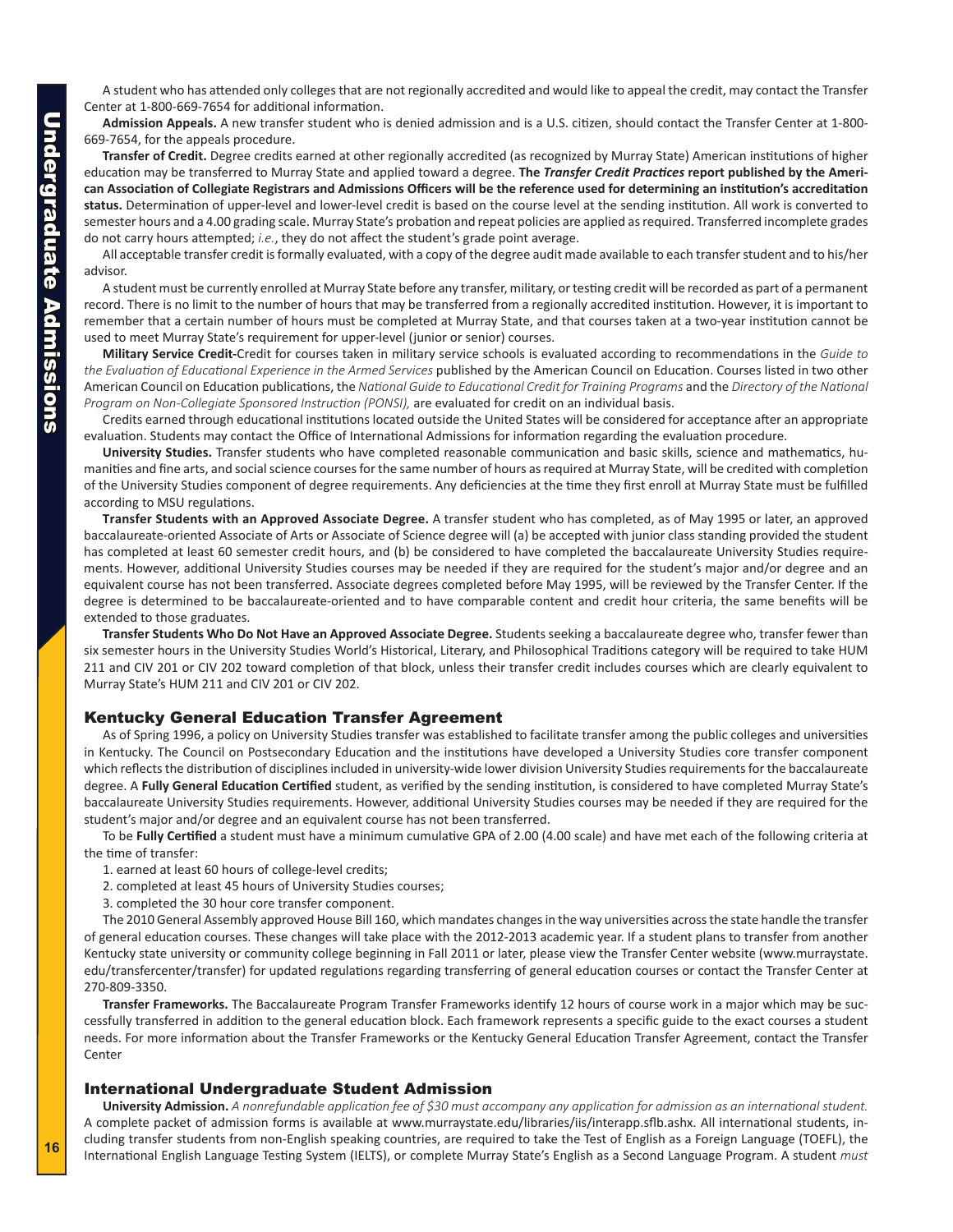A student who has attended only colleges that are not regionally accredited and would like to appeal the credit, may contact the Transfer Center at 1-800-669-7654 for additional information.

**Admission Appeals.** A new transfer student who is denied admission and is a U.S. citizen, should contact the Transfer Center at 1-800-669-7654, for the appeals procedure.

**Transfer of Credit.** Degree credits earned at other regionally accredited (as recognized by Murray State) American institutions of higher education may be transferred to Murray State and applied toward a degree. **The *Transfer Credit Practices* report published by the American Association of Collegiate Registrars and Admissions Officers will be the reference used for determining an institution's accreditation status.** Determination of upper-level and lower-level credit is based on the course level at the sending institution. All work is converted to semester hours and a 4.00 grading scale. Murray State's probation and repeat policies are applied as required. Transferred incomplete grades do not carry hours attempted; *i.e.*, they do not affect the student's grade point average.

All acceptable transfer credit is formally evaluated, with a copy of the degree audit made available to each transfer student and to his/her advisor.

A student must be currently enrolled at Murray State before any transfer, military, or testing credit will be recorded as part of a permanent record. There is no limit to the number of hours that may be transferred from a regionally accredited institution. However, it is important to remember that a certain number of hours must be completed at Murray State, and that courses taken at a two-year institution cannot be used to meet Murray State's requirement for upper-level (junior or senior) courses.

**Military Service Credit-**Credit for courses taken in military service schools is evaluated according to recommendations in the *Guide to the Evaluation of Educational Experience in the Armed Services* published by the American Council on Education. Courses listed in two other American Council on Education publications, the *National Guide to Educational Credit for Training Programs* and the *Directory of the National Program on Non-Collegiate Sponsored Instruction (PONSI),* are evaluated for credit on an individual basis.

Credits earned through educational institutions located outside the United States will be considered for acceptance after an appropriate evaluation. Students may contact the Office of International Admissions for information regarding the evaluation procedure.

**University Studies.** Transfer students who have completed reasonable communication and basic skills, science and mathematics, humanities and fine arts, and social science courses for the same number of hours as required at Murray State, will be credited with completion of the University Studies component of degree requirements. Any deficiencies at the time they first enroll at Murray State must be fulfilled according to MSU regulations.

**Transfer Students with an Approved Associate Degree.** A transfer student who has completed, as of May 1995 or later, an approved baccalaureate-oriented Associate of Arts or Associate of Science degree will (a) be accepted with junior class standing provided the student has completed at least 60 semester credit hours, and (b) be considered to have completed the baccalaureate University Studies requirements. However, additional University Studies courses may be needed if they are required for the student's major and/or degree and an equivalent course has not been transferred. Associate degrees completed before May 1995, will be reviewed by the Transfer Center. If the degree is determined to be baccalaureate-oriented and to have comparable content and credit hour criteria, the same benefits will be extended to those graduates.

**Transfer Students Who Do Not Have an Approved Associate Degree.** Students seeking a baccalaureate degree who, transfer fewer than six semester hours in the University Studies World's Historical, Literary, and Philosophical Traditions category will be required to take HUM 211 and CIV 201 or CIV 202 toward completion of that block, unless their transfer credit includes courses which are clearly equivalent to Murray State's HUM 211 and CIV 201 or CIV 202.

## Kentucky General Education Transfer Agreement

As of Spring 1996, a policy on University Studies transfer was established to facilitate transfer among the public colleges and universities in Kentucky. The Council on Postsecondary Education and the institutions have developed a University Studies core transfer component which reflects the distribution of disciplines included in university-wide lower division University Studies requirements for the baccalaureate degree. A **Fully General Education Certified** student, as verified by the sending institution, is considered to have completed Murray State's baccalaureate University Studies requirements. However, additional University Studies courses may be needed if they are required for the student's major and/or degree and an equivalent course has not been transferred.

To be **Fully Certified** a student must have a minimum cumulative GPA of 2.00 (4.00 scale) and have met each of the following criteria at the time of transfer:

1. earned at least 60 hours of college-level credits;
2. completed at least 45 hours of University Studies courses;
3. completed the 30 hour core transfer component.

The 2010 General Assembly approved House Bill 160, which mandates changes in the way universities across the state handle the transfer of general education courses. These changes will take place with the 2012-2013 academic year. If a student plans to transfer from another Kentucky state university or community college beginning in Fall 2011 or later, please view the Transfer Center website (www.murraystate.edu/transfercenter/transfer) for updated regulations regarding transferring of general education courses or contact the Transfer Center at 270-809-3350.

**Transfer Frameworks.** The Baccalaureate Program Transfer Frameworks identify 12 hours of course work in a major which may be successfully transferred in addition to the general education block. Each framework represents a specific guide to the exact courses a student needs. For more information about the Transfer Frameworks or the Kentucky General Education Transfer Agreement, contact the Transfer Center

## International Undergraduate Student Admission

**University Admission.** *A nonrefundable application fee of $30 must accompany any application for admission as an international student.* A complete packet of admission forms is available at www.murraystate.edu/libraries/iis/interapp.sflb.ashx. All international students, including transfer students from non-English speaking countries, are required to take the Test of English as a Foreign Language (TOEFL), the International English Language Testing System (IELTS), or complete Murray State's English as a Second Language Program. A student *must*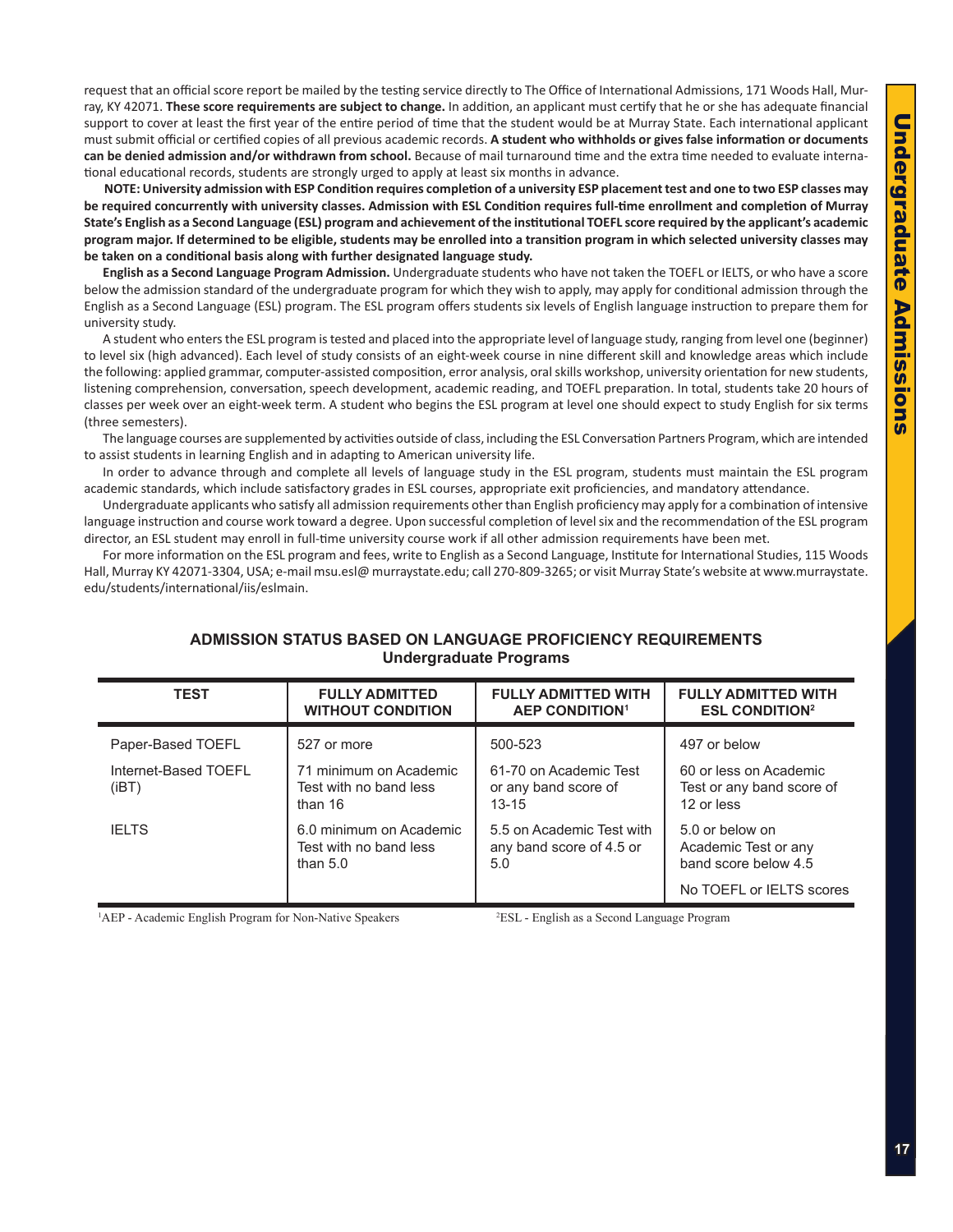request that an official score report be mailed by the testing service directly to The Office of International Admissions, 171 Woods Hall, Murray, KY 42071. **These score requirements are subject to change.** In addition, an applicant must certify that he or she has adequate financial support to cover at least the first year of the entire period of time that the student would be at Murray State. Each international applicant must submit official or certified copies of all previous academic records. **A student who withholds or gives false information or documents can be denied admission and/or withdrawn from school.** Because of mail turnaround time and the extra time needed to evaluate international educational records, students are strongly urged to apply at least six months in advance.

**NOTE: University admission with ESP Condition requires completion of a university ESP placement test and one to two ESP classes may be required concurrently with university classes. Admission with ESL Condition requires full-time enrollment and completion of Murray State's English as a Second Language (ESL) program and achievement of the institutional TOEFL score required by the applicant's academic program major. If determined to be eligible, students may be enrolled into a transition program in which selected university classes may be taken on a conditional basis along with further designated language study.**

**English as a Second Language Program Admission.** Undergraduate students who have not taken the TOEFL or IELTS, or who have a score below the admission standard of the undergraduate program for which they wish to apply, may apply for conditional admission through the English as a Second Language (ESL) program. The ESL program offers students six levels of English language instruction to prepare them for university study.

A student who enters the ESL program is tested and placed into the appropriate level of language study, ranging from level one (beginner) to level six (high advanced). Each level of study consists of an eight-week course in nine different skill and knowledge areas which include the following: applied grammar, computer-assisted composition, error analysis, oral skills workshop, university orientation for new students, listening comprehension, conversation, speech development, academic reading, and TOEFL preparation. In total, students take 20 hours of classes per week over an eight-week term. A student who begins the ESL program at level one should expect to study English for six terms (three semesters).

The language courses are supplemented by activities outside of class, including the ESL Conversation Partners Program, which are intended to assist students in learning English and in adapting to American university life.

In order to advance through and complete all levels of language study in the ESL program, students must maintain the ESL program academic standards, which include satisfactory grades in ESL courses, appropriate exit proficiencies, and mandatory attendance.

Undergraduate applicants who satisfy all admission requirements other than English proficiency may apply for a combination of intensive language instruction and course work toward a degree. Upon successful completion of level six and the recommendation of the ESL program director, an ESL student may enroll in full-time university course work if all other admission requirements have been met.

For more information on the ESL program and fees, write to English as a Second Language, Institute for International Studies, 115 Woods Hall, Murray KY 42071-3304, USA; e-mail msu.esl@ murraystate.edu; call 270-809-3265; or visit Murray State's website at www.murraystate.edu/students/international/iis/eslmain.

## ADMISSION STATUS BASED ON LANGUAGE PROFICIENCY REQUIREMENTS
### Undergraduate Programs

| TEST | FULLY ADMITTED WITHOUT CONDITION | FULLY ADMITTED WITH AEP CONDITION[1] | FULLY ADMITTED WITH ESL CONDITION[2] |
|---|---|---|---|
| Paper-Based TOEFL | 527 or more | 500-523 | 497 or below |
| Internet-Based TOEFL (iBT) | 71 minimum on Academic Test with no band less than 16 | 61-70 on Academic Test or any band score of 13-15 | 60 or less on Academic Test or any band score of 12 or less |
| IELTS | 6.0 minimum on Academic Test with no band less than 5.0 | 5.5 on Academic Test with any band score of 4.5 or 5.0 | 5.0 or below on Academic Test or any band score below 4.5 |
| | | | No TOEFL or IELTS scores |

[1]AEP - Academic English Program for Non-Native Speakers

[2]ESL - English as a Second Language Program